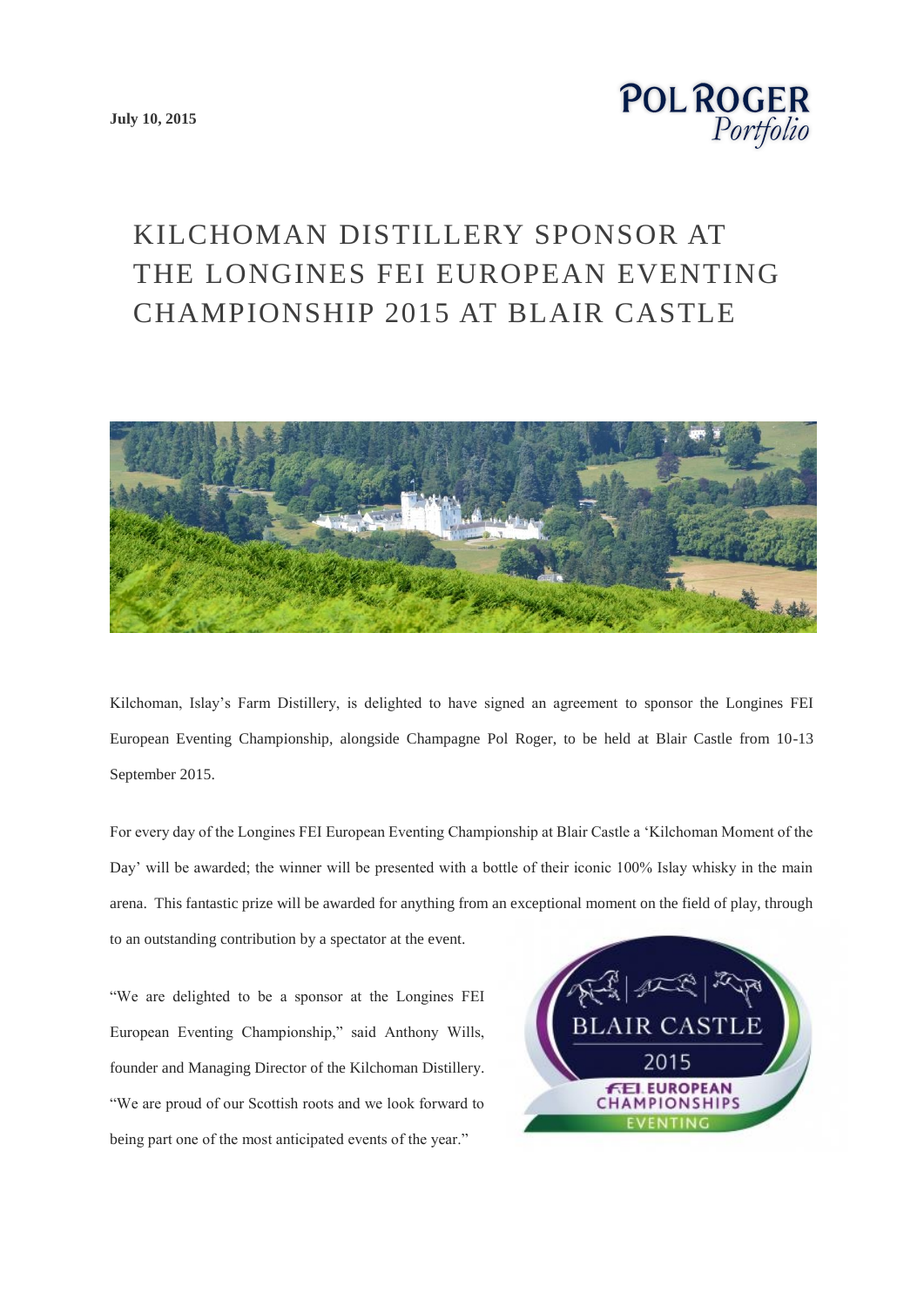**July 10, 2015**

POL ROGER *Portfolio*

# KILCHOMAN DISTILLERY SPONSOR AT THE LONGINES FEI EUROPEAN EVENTING CHAMPIONSHIP 2015 AT BLAIR CASTLE

Kilchoman, Islay's Farm Distillery, is delighted to have signed an agreement to sponsor the Longines FEI European Eventing Championship, alongside Champagne Pol Roger, to be held at Blair Castle from 10-13 September 2015.

For every day of the Longines FEI European Eventing Championship at Blair Castle a 'Kilchoman Moment of the Day' will be awarded; the winner will be presented with a bottle of their iconic 100% Islay whisky in the main arena. This fantastic prize will be awarded for anything from an exceptional moment on the field of play, through to an outstanding contribution by a spectator at the event.

"We are delighted to be a sponsor at the Longines FEI European Eventing Championship," said Anthony Wills, founder and Managing Director of the Kilchoman Distillery. "We are proud of our Scottish roots and we look forward to being part one of the most anticipated events of the year."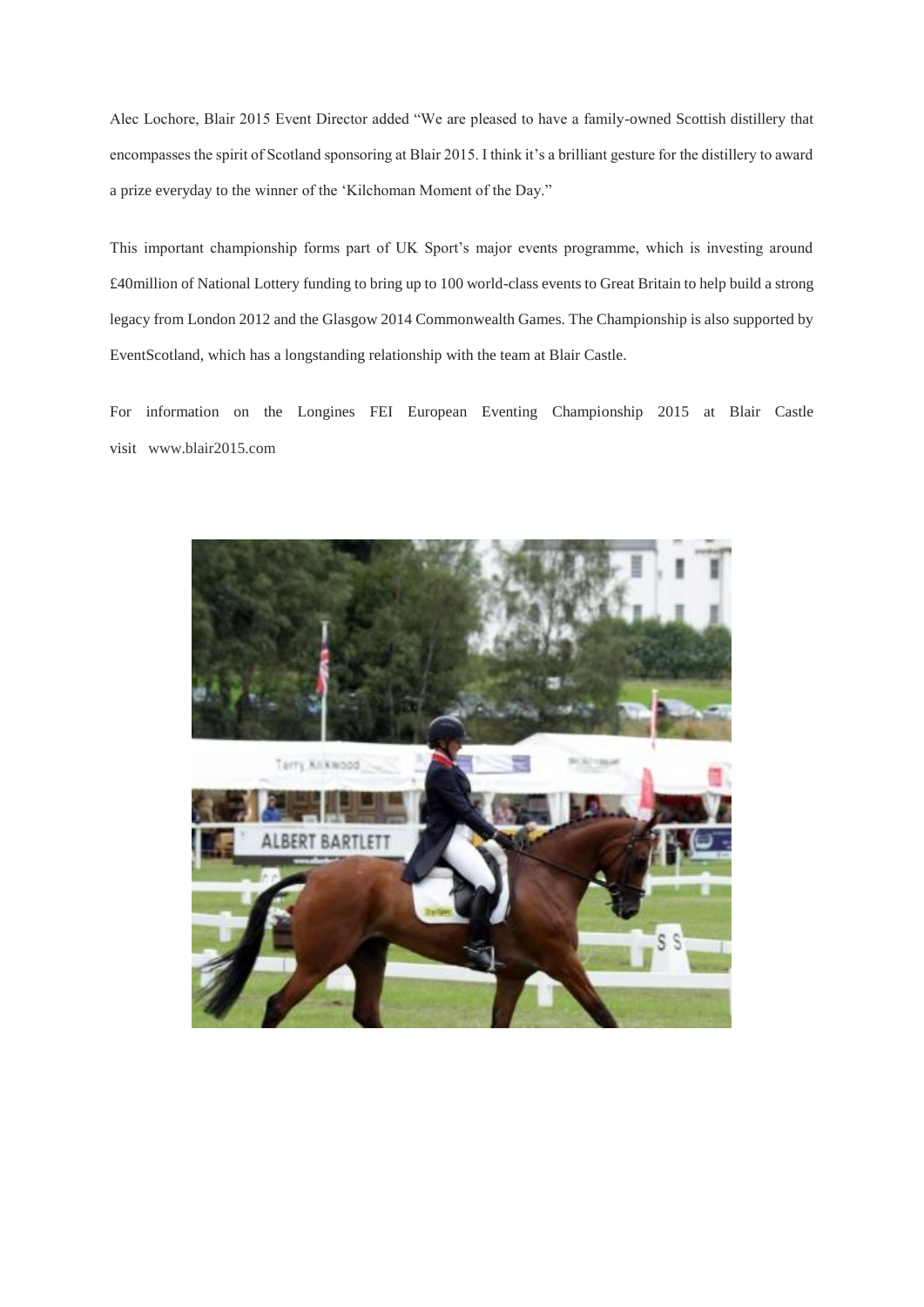Alec Lochore, Blair 2015 Event Director added "We are pleased to have a family-owned Scottish distillery that encompasses the spirit of Scotland sponsoring at Blair 2015. I think it's a brilliant gesture for the distillery to award a prize everyday to the winner of the 'Kilchoman Moment of the Day."

This important championship forms part of UK Sport's major events programme, which is investing around £40million of National Lottery funding to bring up to 100 world-class events to Great Britain to help build a strong legacy from London 2012 and the Glasgow 2014 Commonwealth Games. The Championship is also supported by EventScotland, which has a longstanding relationship with the team at Blair Castle.

For information on the Longines FEI European Eventing Championship 2015 at Blair Castle visit www.blair2015.com